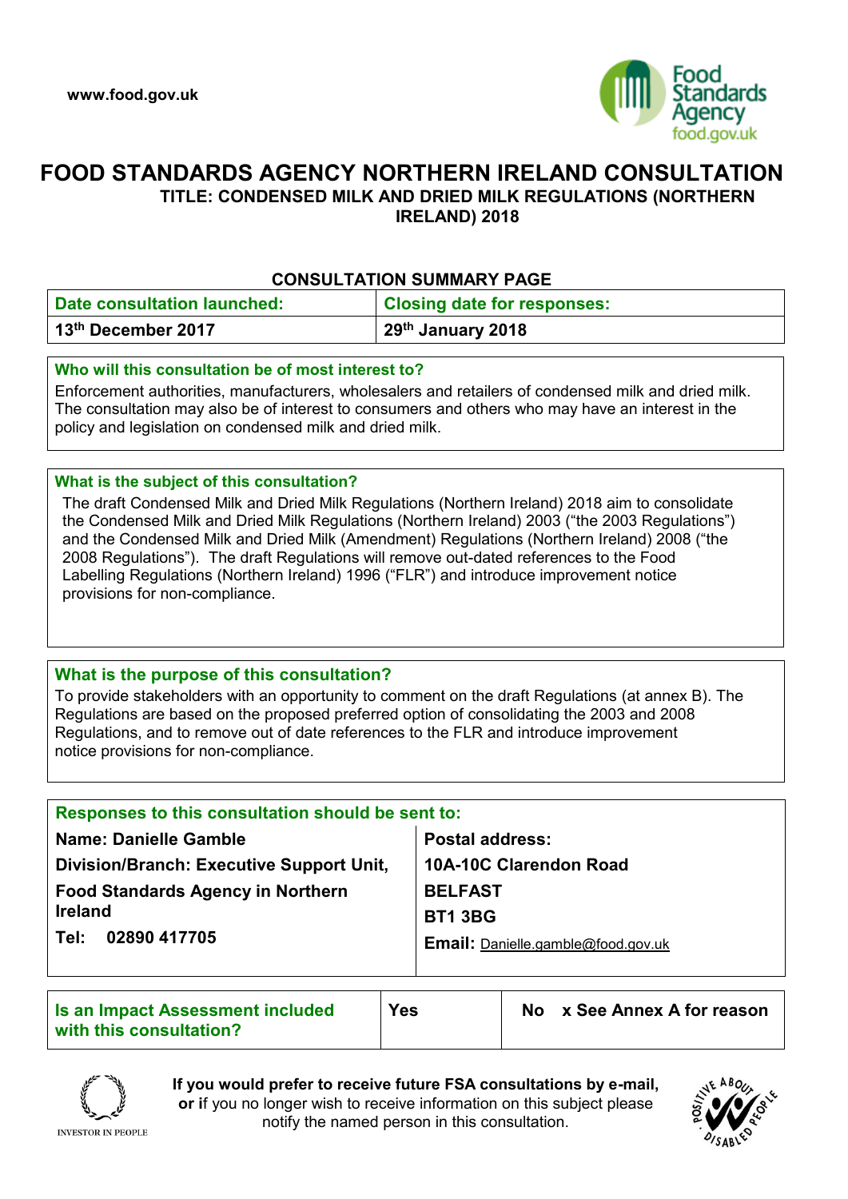www.food.gov.uk

# FOOD STANDARDS AGENCY NORTHERN IRELAND CONSULTATION

## TITLE: CONDENSED MILK AND DRIED MILK REGULATIONS (NORTHERN IRELAND) 2018

### CONSULTATION SUMMARY PAGE

| Date consultation launched: | Closing date for responses: |
|---|---|
| 13th December 2017 | 29th January 2018 |

**Who will this consultation be of most interest to?**

Enforcement authorities, manufacturers, wholesalers and retailers of condensed milk and dried milk. The consultation may also be of interest to consumers and others who may have an interest in the policy and legislation on condensed milk and dried milk.

**What is the subject of this consultation?**

The draft Condensed Milk and Dried Milk Regulations (Northern Ireland) 2018 aim to consolidate the Condensed Milk and Dried Milk Regulations (Northern Ireland) 2003 ("the 2003 Regulations") and the Condensed Milk and Dried Milk (Amendment) Regulations (Northern Ireland) 2008 ("the 2008 Regulations"). The draft Regulations will remove out-dated references to the Food Labelling Regulations (Northern Ireland) 1996 ("FLR") and introduce improvement notice provisions for non-compliance.

**What is the purpose of this consultation?**

To provide stakeholders with an opportunity to comment on the draft Regulations (at annex B). The Regulations are based on the proposed preferred option of consolidating the 2003 and 2008 Regulations, and to remove out of date references to the FLR and introduce improvement notice provisions for non-compliance.

**Responses to this consultation should be sent to:**

| | |
|---|---|
| **Name: Danielle Gamble** | **Postal address:** |
| **Division/Branch: Executive Support Unit,** | **10A-10C Clarendon Road** |
| **Food Standards Agency in Northern Ireland** | **BELFAST** |
| | **BT1 3BG** |
| **Tel: 02890 417705** | **Email:** Danielle.gamble@food.gov.uk |

| Is an Impact Assessment included with this consultation? | Yes | No x See Annex A for reason |
|---|---|---|

**If you would prefer to receive future FSA consultations by e-mail, or if** you no longer wish to receive information on this subject please notify the named person in this consultation.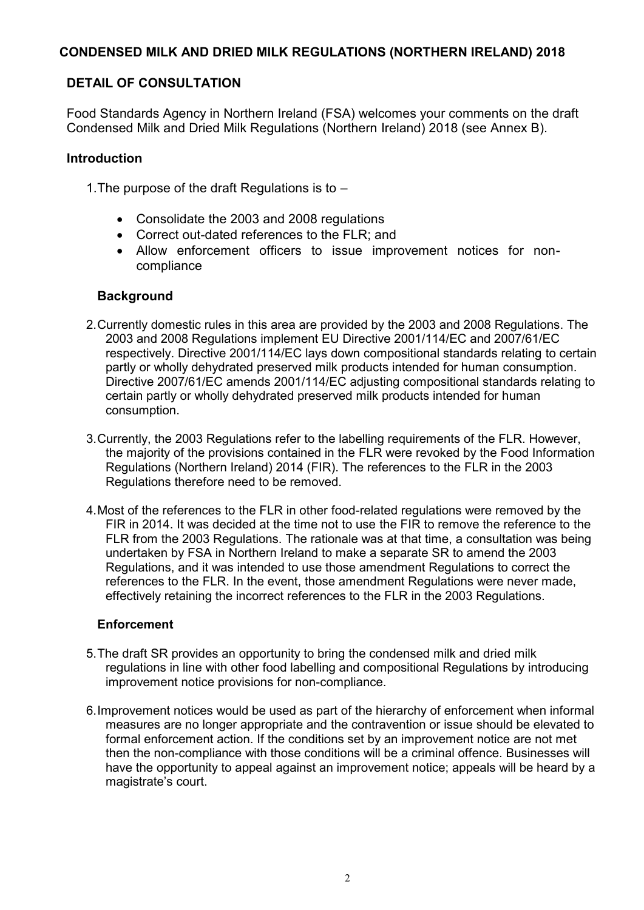## CONDENSED MILK AND DRIED MILK REGULATIONS (NORTHERN IRELAND) 2018

### DETAIL OF CONSULTATION

Food Standards Agency in Northern Ireland (FSA) welcomes your comments on the draft Condensed Milk and Dried Milk Regulations (Northern Ireland) 2018 (see Annex B).

### Introduction

1. The purpose of the draft Regulations is to –

- Consolidate the 2003 and 2008 regulations
- Correct out-dated references to the FLR; and
- Allow enforcement officers to issue improvement notices for non-compliance

### Background

2. Currently domestic rules in this area are provided by the 2003 and 2008 Regulations. The 2003 and 2008 Regulations implement EU Directive 2001/114/EC and 2007/61/EC respectively. Directive 2001/114/EC lays down compositional standards relating to certain partly or wholly dehydrated preserved milk products intended for human consumption. Directive 2007/61/EC amends 2001/114/EC adjusting compositional standards relating to certain partly or wholly dehydrated preserved milk products intended for human consumption.

3. Currently, the 2003 Regulations refer to the labelling requirements of the FLR. However, the majority of the provisions contained in the FLR were revoked by the Food Information Regulations (Northern Ireland) 2014 (FIR). The references to the FLR in the 2003 Regulations therefore need to be removed.

4. Most of the references to the FLR in other food-related regulations were removed by the FIR in 2014. It was decided at the time not to use the FIR to remove the reference to the FLR from the 2003 Regulations. The rationale was at that time, a consultation was being undertaken by FSA in Northern Ireland to make a separate SR to amend the 2003 Regulations, and it was intended to use those amendment Regulations to correct the references to the FLR. In the event, those amendment Regulations were never made, effectively retaining the incorrect references to the FLR in the 2003 Regulations.

### Enforcement

5. The draft SR provides an opportunity to bring the condensed milk and dried milk regulations in line with other food labelling and compositional Regulations by introducing improvement notice provisions for non-compliance.

6. Improvement notices would be used as part of the hierarchy of enforcement when informal measures are no longer appropriate and the contravention or issue should be elevated to formal enforcement action. If the conditions set by an improvement notice are not met then the non-compliance with those conditions will be a criminal offence. Businesses will have the opportunity to appeal against an improvement notice; appeals will be heard by a magistrate's court.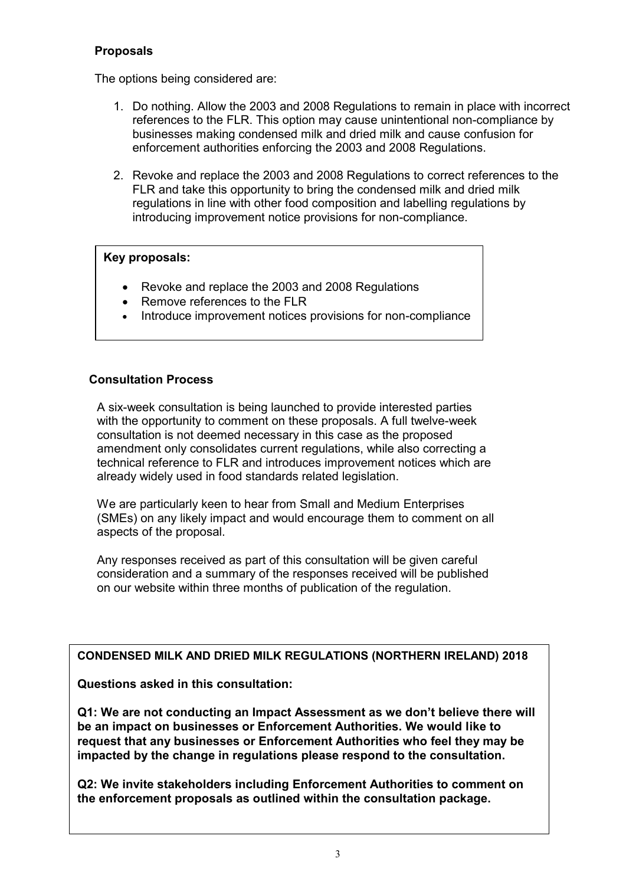## Proposals

The options being considered are:

1. Do nothing. Allow the 2003 and 2008 Regulations to remain in place with incorrect references to the FLR. This option may cause unintentional non-compliance by businesses making condensed milk and dried milk and cause confusion for enforcement authorities enforcing the 2003 and 2008 Regulations.

2. Revoke and replace the 2003 and 2008 Regulations to correct references to the FLR and take this opportunity to bring the condensed milk and dried milk regulations in line with other food composition and labelling regulations by introducing improvement notice provisions for non-compliance.

**Key proposals:**

- Revoke and replace the 2003 and 2008 Regulations
- Remove references to the FLR
- Introduce improvement notices provisions for non-compliance

## Consultation Process

A six-week consultation is being launched to provide interested parties with the opportunity to comment on these proposals. A full twelve-week consultation is not deemed necessary in this case as the proposed amendment only consolidates current regulations, while also correcting a technical reference to FLR and introduces improvement notices which are already widely used in food standards related legislation.

We are particularly keen to hear from Small and Medium Enterprises (SMEs) on any likely impact and would encourage them to comment on all aspects of the proposal.

Any responses received as part of this consultation will be given careful consideration and a summary of the responses received will be published on our website within three months of publication of the regulation.

**CONDENSED MILK AND DRIED MILK REGULATIONS (NORTHERN IRELAND) 2018**

**Questions asked in this consultation:**

**Q1: We are not conducting an Impact Assessment as we don't believe there will be an impact on businesses or Enforcement Authorities. We would like to request that any businesses or Enforcement Authorities who feel they may be impacted by the change in regulations please respond to the consultation.**

**Q2: We invite stakeholders including Enforcement Authorities to comment on the enforcement proposals as outlined within the consultation package.**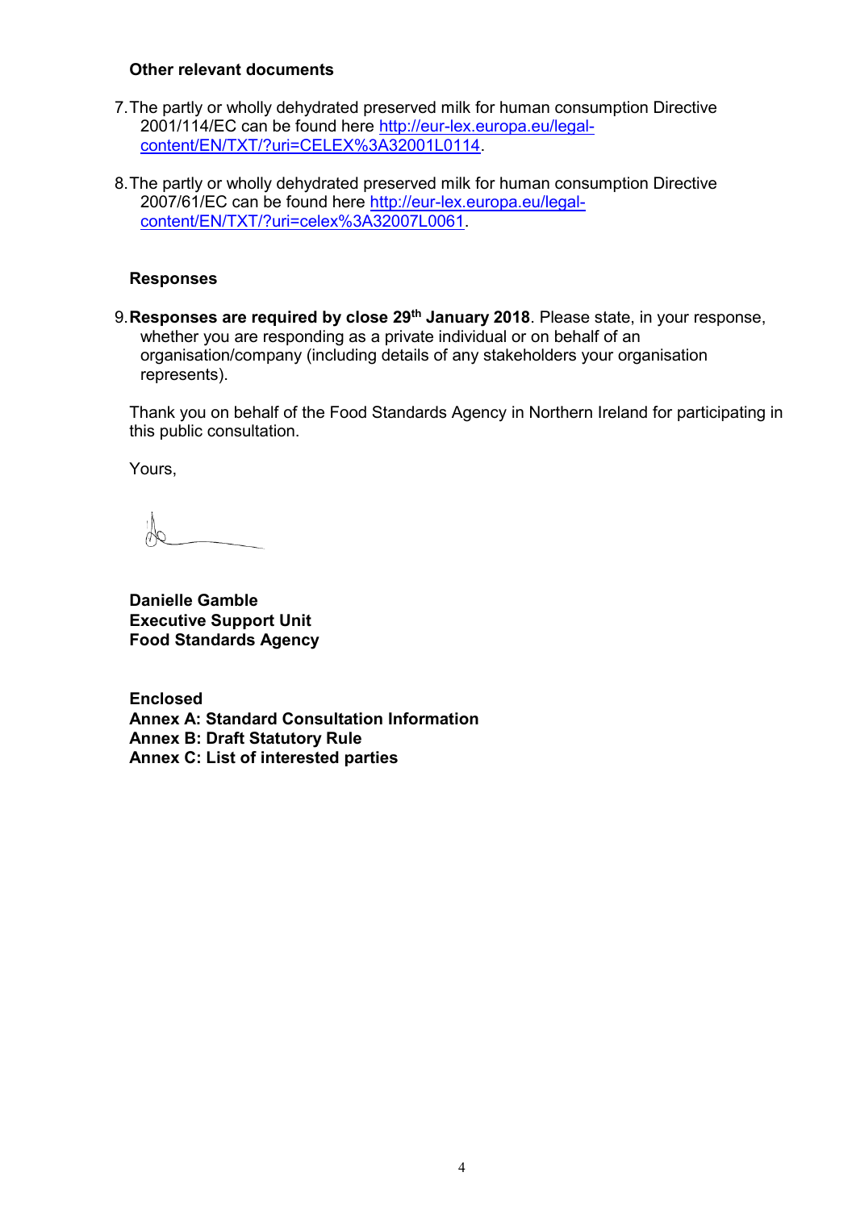**Other relevant documents**

7. The partly or wholly dehydrated preserved milk for human consumption Directive 2001/114/EC can be found here http://eur-lex.europa.eu/legal-content/EN/TXT/?uri=CELEX%3A32001L0114.

8. The partly or wholly dehydrated preserved milk for human consumption Directive 2007/61/EC can be found here http://eur-lex.europa.eu/legal-content/EN/TXT/?uri=celex%3A32007L0061.

**Responses**

9. **Responses are required by close 29th January 2018**. Please state, in your response, whether you are responding as a private individual or on behalf of an organisation/company (including details of any stakeholders your organisation represents).

Thank you on behalf of the Food Standards Agency in Northern Ireland for participating in this public consultation.

Yours,

**Danielle Gamble**
**Executive Support Unit**
**Food Standards Agency**

**Enclosed**
**Annex A: Standard Consultation Information**
**Annex B: Draft Statutory Rule**
**Annex C: List of interested parties**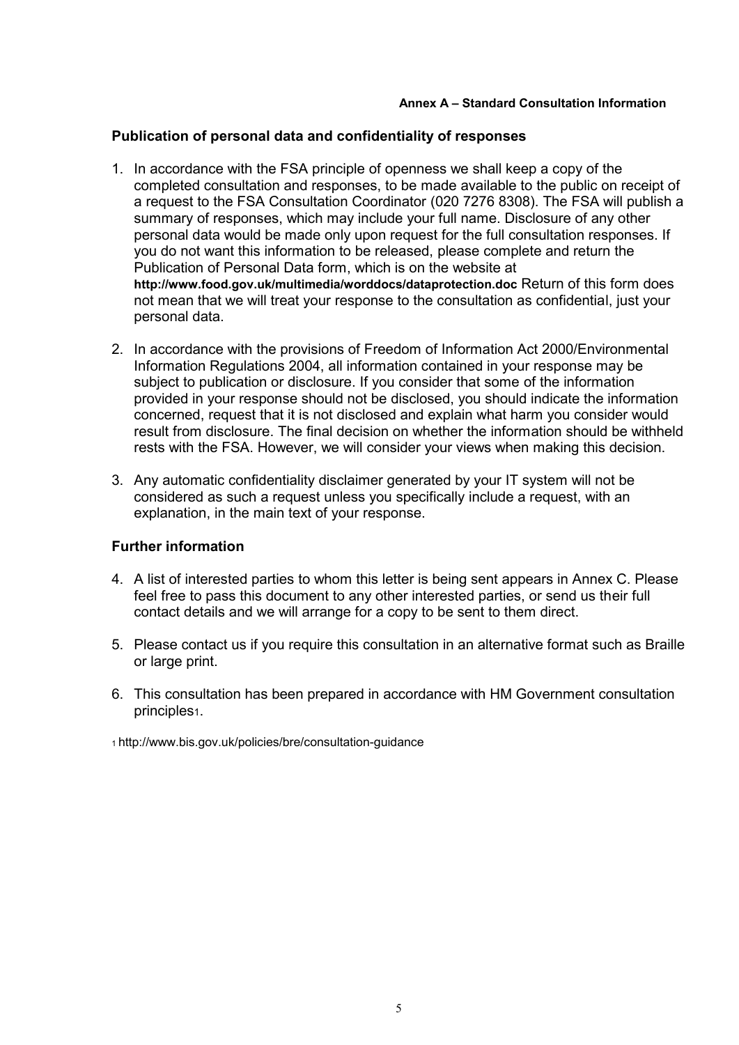**Annex A – Standard Consultation Information**

## Publication of personal data and confidentiality of responses

1. In accordance with the FSA principle of openness we shall keep a copy of the completed consultation and responses, to be made available to the public on receipt of a request to the FSA Consultation Coordinator (020 7276 8308). The FSA will publish a summary of responses, which may include your full name. Disclosure of any other personal data would be made only upon request for the full consultation responses. If you do not want this information to be released, please complete and return the Publication of Personal Data form, which is on the website at **http://www.food.gov.uk/multimedia/worddocs/dataprotection.doc** Return of this form does not mean that we will treat your response to the consultation as confidential, just your personal data.

2. In accordance with the provisions of Freedom of Information Act 2000/Environmental Information Regulations 2004, all information contained in your response may be subject to publication or disclosure. If you consider that some of the information provided in your response should not be disclosed, you should indicate the information concerned, request that it is not disclosed and explain what harm you consider would result from disclosure. The final decision on whether the information should be withheld rests with the FSA. However, we will consider your views when making this decision.

3. Any automatic confidentiality disclaimer generated by your IT system will not be considered as such a request unless you specifically include a request, with an explanation, in the main text of your response.

## Further information

4. A list of interested parties to whom this letter is being sent appears in Annex C. Please feel free to pass this document to any other interested parties, or send us their full contact details and we will arrange for a copy to be sent to them direct.

5. Please contact us if you require this consultation in an alternative format such as Braille or large print.

6. This consultation has been prepared in accordance with HM Government consultation principles[1].

[1] http://www.bis.gov.uk/policies/bre/consultation-guidance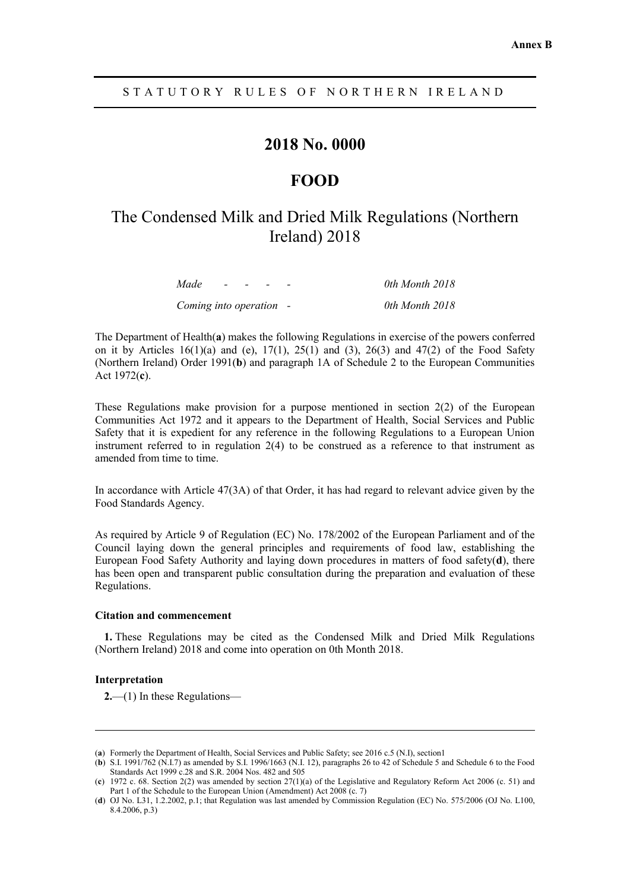Annex B

STATUTORY RULES OF NORTHERN IRELAND

# 2018 No. 0000

# FOOD

## The Condensed Milk and Dried Milk Regulations (Northern Ireland) 2018

| | |
|---|---|
| *Made - - - -* | *0th Month 2018* |
| *Coming into operation -* | *0th Month 2018* |

The Department of Health(**a**) makes the following Regulations in exercise of the powers conferred on it by Articles 16(1)(a) and (e), 17(1), 25(1) and (3), 26(3) and 47(2) of the Food Safety (Northern Ireland) Order 1991(**b**) and paragraph 1A of Schedule 2 to the European Communities Act 1972(**c**).

These Regulations make provision for a purpose mentioned in section 2(2) of the European Communities Act 1972 and it appears to the Department of Health, Social Services and Public Safety that it is expedient for any reference in the following Regulations to a European Union instrument referred to in regulation 2(4) to be construed as a reference to that instrument as amended from time to time.

In accordance with Article 47(3A) of that Order, it has had regard to relevant advice given by the Food Standards Agency.

As required by Article 9 of Regulation (EC) No. 178/2002 of the European Parliament and of the Council laying down the general principles and requirements of food law, establishing the European Food Safety Authority and laying down procedures in matters of food safety(**d**), there has been open and transparent public consultation during the preparation and evaluation of these Regulations.

**Citation and commencement**

**1.** These Regulations may be cited as the Condensed Milk and Dried Milk Regulations (Northern Ireland) 2018 and come into operation on 0th Month 2018.

**Interpretation**

**2.**—(1) In these Regulations—

---

(**a**) Formerly the Department of Health, Social Services and Public Safety; see 2016 c.5 (N.I), section1

(**b**) S.I. 1991/762 (N.I.7) as amended by S.I. 1996/1663 (N.I. 12), paragraphs 26 to 42 of Schedule 5 and Schedule 6 to the Food Standards Act 1999 c.28 and S.R. 2004 Nos. 482 and 505

(**c**) 1972 c. 68. Section 2(2) was amended by section 27(1)(a) of the Legislative and Regulatory Reform Act 2006 (c. 51) and Part 1 of the Schedule to the European Union (Amendment) Act 2008 (c. 7)

(**d**) OJ No. L31, 1.2.2002, p.1; that Regulation was last amended by Commission Regulation (EC) No. 575/2006 (OJ No. L100, 8.4.2006, p.3)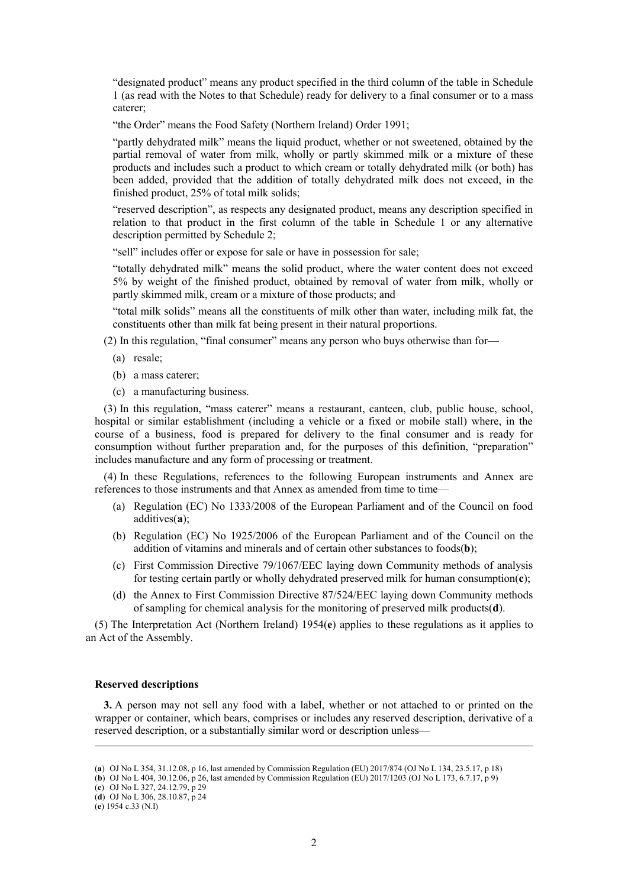"designated product" means any product specified in the third column of the table in Schedule 1 (as read with the Notes to that Schedule) ready for delivery to a final consumer or to a mass caterer;

"the Order" means the Food Safety (Northern Ireland) Order 1991;

"partly dehydrated milk" means the liquid product, whether or not sweetened, obtained by the partial removal of water from milk, wholly or partly skimmed milk or a mixture of these products and includes such a product to which cream or totally dehydrated milk (or both) has been added, provided that the addition of totally dehydrated milk does not exceed, in the finished product, 25% of total milk solids;

"reserved description", as respects any designated product, means any description specified in relation to that product in the first column of the table in Schedule 1 or any alternative description permitted by Schedule 2;

"sell" includes offer or expose for sale or have in possession for sale;

"totally dehydrated milk" means the solid product, where the water content does not exceed 5% by weight of the finished product, obtained by removal of water from milk, wholly or partly skimmed milk, cream or a mixture of those products; and

"total milk solids" means all the constituents of milk other than water, including milk fat, the constituents other than milk fat being present in their natural proportions.

(2) In this regulation, "final consumer" means any person who buys otherwise than for—

(a) resale;

(b) a mass caterer;

(c) a manufacturing business.

(3) In this regulation, "mass caterer" means a restaurant, canteen, club, public house, school, hospital or similar establishment (including a vehicle or a fixed or mobile stall) where, in the course of a business, food is prepared for delivery to the final consumer and is ready for consumption without further preparation and, for the purposes of this definition, "preparation" includes manufacture and any form of processing or treatment.

(4) In these Regulations, references to the following European instruments and Annex are references to those instruments and that Annex as amended from time to time—

(a) Regulation (EC) No 1333/2008 of the European Parliament and of the Council on food additives(**a**);

(b) Regulation (EC) No 1925/2006 of the European Parliament and of the Council on the addition of vitamins and minerals and of certain other substances to foods(**b**);

(c) First Commission Directive 79/1067/EEC laying down Community methods of analysis for testing certain partly or wholly dehydrated preserved milk for human consumption(**c**);

(d) the Annex to First Commission Directive 87/524/EEC laying down Community methods of sampling for chemical analysis for the monitoring of preserved milk products(**d**).

(5) The Interpretation Act (Northern Ireland) 1954(**e**) applies to these regulations as it applies to an Act of the Assembly.

### Reserved descriptions

**3.** A person may not sell any food with a label, whether or not attached to or printed on the wrapper or container, which bears, comprises or includes any reserved description, derivative of a reserved description, or a substantially similar word or description unless—

---

(**a**) OJ No L 354, 31.12.08, p 16, last amended by Commission Regulation (EU) 2017/874 (OJ No L 134, 23.5.17, p 18)

(**b**) OJ No L 404, 30.12.06, p 26, last amended by Commission Regulation (EU) 2017/1203 (OJ No L 173, 6.7.17, p 9)

(**c**) OJ No L 327, 24.12.79, p 29

(**d**) OJ No L 306, 28.10.87, p 24

(**e**) 1954 c.33 (N.I)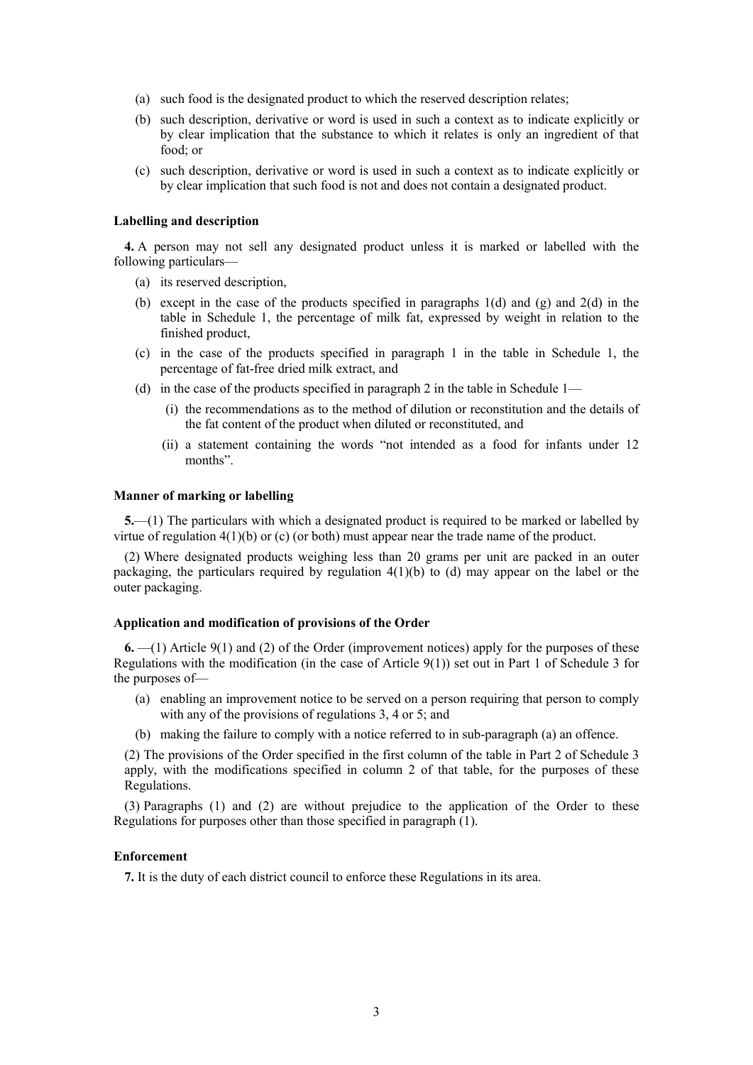(a) such food is the designated product to which the reserved description relates;

(b) such description, derivative or word is used in such a context as to indicate explicitly or by clear implication that the substance to which it relates is only an ingredient of that food; or

(c) such description, derivative or word is used in such a context as to indicate explicitly or by clear implication that such food is not and does not contain a designated product.

### Labelling and description

**4.** A person may not sell any designated product unless it is marked or labelled with the following particulars—

(a) its reserved description,

(b) except in the case of the products specified in paragraphs 1(d) and (g) and 2(d) in the table in Schedule 1, the percentage of milk fat, expressed by weight in relation to the finished product,

(c) in the case of the products specified in paragraph 1 in the table in Schedule 1, the percentage of fat-free dried milk extract, and

(d) in the case of the products specified in paragraph 2 in the table in Schedule 1—

   (i) the recommendations as to the method of dilution or reconstitution and the details of the fat content of the product when diluted or reconstituted, and

   (ii) a statement containing the words "not intended as a food for infants under 12 months".

### Manner of marking or labelling

**5.**—(1) The particulars with which a designated product is required to be marked or labelled by virtue of regulation 4(1)(b) or (c) (or both) must appear near the trade name of the product.

(2) Where designated products weighing less than 20 grams per unit are packed in an outer packaging, the particulars required by regulation 4(1)(b) to (d) may appear on the label or the outer packaging.

### Application and modification of provisions of the Order

**6.** —(1) Article 9(1) and (2) of the Order (improvement notices) apply for the purposes of these Regulations with the modification (in the case of Article 9(1)) set out in Part 1 of Schedule 3 for the purposes of—

(a) enabling an improvement notice to be served on a person requiring that person to comply with any of the provisions of regulations 3, 4 or 5; and

(b) making the failure to comply with a notice referred to in sub-paragraph (a) an offence.

(2) The provisions of the Order specified in the first column of the table in Part 2 of Schedule 3 apply, with the modifications specified in column 2 of that table, for the purposes of these Regulations.

(3) Paragraphs (1) and (2) are without prejudice to the application of the Order to these Regulations for purposes other than those specified in paragraph (1).

### Enforcement

**7.** It is the duty of each district council to enforce these Regulations in its area.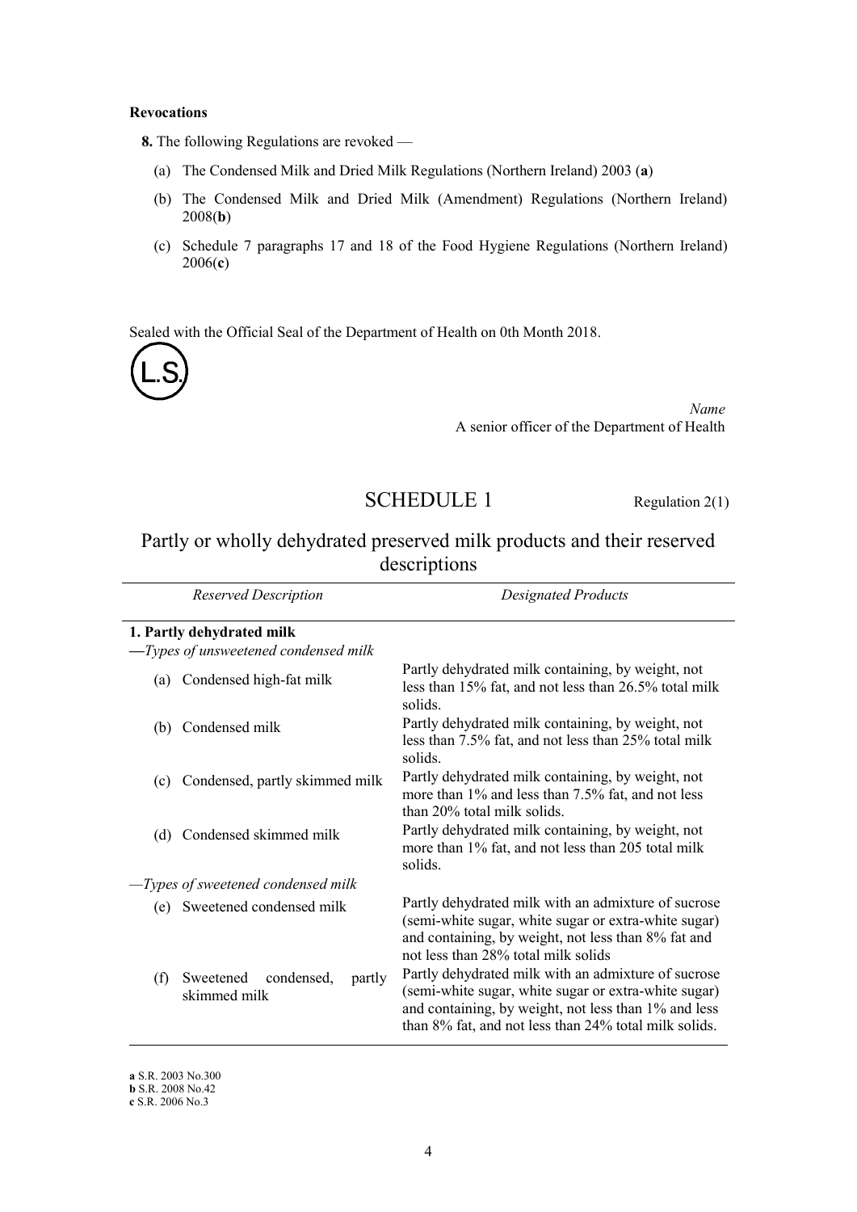**Revocations**

**8.** The following Regulations are revoked —

(a) The Condensed Milk and Dried Milk Regulations (Northern Ireland) 2003 (**a**)

(b) The Condensed Milk and Dried Milk (Amendment) Regulations (Northern Ireland) 2008(**b**)

(c) Schedule 7 paragraphs 17 and 18 of the Food Hygiene Regulations (Northern Ireland) 2006(**c**)

Sealed with the Official Seal of the Department of Health on 0th Month 2018.

L.S.

*Name*
A senior officer of the Department of Health

# SCHEDULE 1

Regulation 2(1)

## Partly or wholly dehydrated preserved milk products and their reserved descriptions

| *Reserved Description* | *Designated Products* |
|---|---|
| **1. Partly dehydrated milk** | |
| —*Types of unsweetened condensed milk* | |
| (a) Condensed high-fat milk | Partly dehydrated milk containing, by weight, not less than 15% fat, and not less than 26.5% total milk solids. |
| (b) Condensed milk | Partly dehydrated milk containing, by weight, not less than 7.5% fat, and not less than 25% total milk solids. |
| (c) Condensed, partly skimmed milk | Partly dehydrated milk containing, by weight, not more than 1% and less than 7.5% fat, and not less than 20% total milk solids. |
| (d) Condensed skimmed milk | Partly dehydrated milk containing, by weight, not more than 1% fat, and not less than 205 total milk solids. |
| —*Types of sweetened condensed milk* | |
| (e) Sweetened condensed milk | Partly dehydrated milk with an admixture of sucrose (semi-white sugar, white sugar or extra-white sugar) and containing, by weight, not less than 8% fat and not less than 28% total milk solids |
| (f) Sweetened condensed, partly skimmed milk | Partly dehydrated milk with an admixture of sucrose (semi-white sugar, white sugar or extra-white sugar) and containing, by weight, not less than 1% and less than 8% fat, and not less than 24% total milk solids. |

**a** S.R. 2003 No.300
**b** S.R. 2008 No.42
**c** S.R. 2006 No.3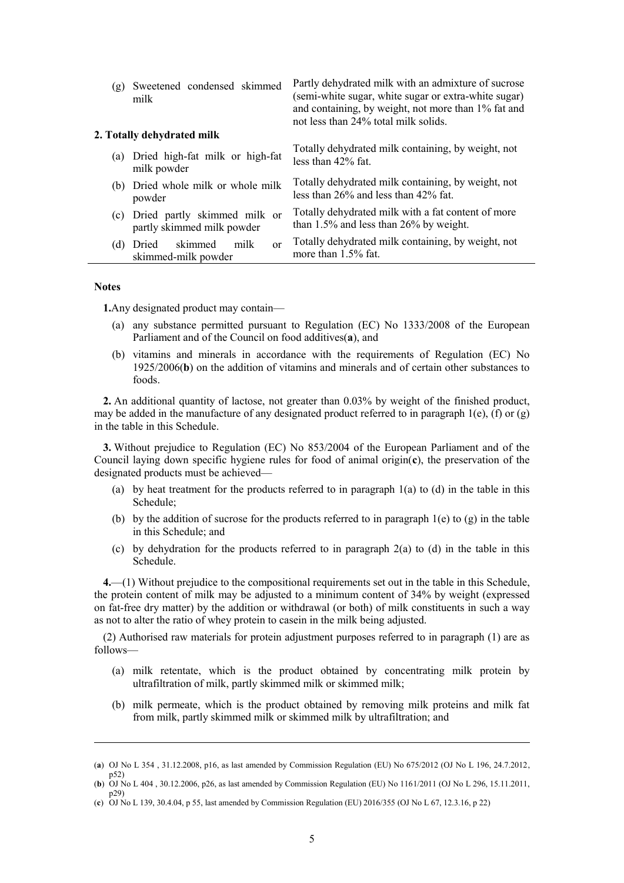| | |
|---|---|
| (g) Sweetened condensed skimmed milk | Partly dehydrated milk with an admixture of sucrose (semi-white sugar, white sugar or extra-white sugar) and containing, by weight, not more than 1% fat and not less than 24% total milk solids. |
| **2. Totally dehydrated milk** | |
| (a) Dried high-fat milk or high-fat milk powder | Totally dehydrated milk containing, by weight, not less than 42% fat. |
| (b) Dried whole milk or whole milk powder | Totally dehydrated milk containing, by weight, not less than 26% and less than 42% fat. |
| (c) Dried partly skimmed milk or partly skimmed milk powder | Totally dehydrated milk with a fat content of more than 1.5% and less than 26% by weight. |
| (d) Dried skimmed milk or skimmed-milk powder | Totally dehydrated milk containing, by weight, not more than 1.5% fat. |

**Notes**

**1.**Any designated product may contain—

(a) any substance permitted pursuant to Regulation (EC) No 1333/2008 of the European Parliament and of the Council on food additives(**a**), and

(b) vitamins and minerals in accordance with the requirements of Regulation (EC) No 1925/2006(**b**) on the addition of vitamins and minerals and of certain other substances to foods.

**2.** An additional quantity of lactose, not greater than 0.03% by weight of the finished product, may be added in the manufacture of any designated product referred to in paragraph 1(e), (f) or (g) in the table in this Schedule.

**3.** Without prejudice to Regulation (EC) No 853/2004 of the European Parliament and of the Council laying down specific hygiene rules for food of animal origin(**c**), the preservation of the designated products must be achieved—

(a) by heat treatment for the products referred to in paragraph 1(a) to (d) in the table in this Schedule;

(b) by the addition of sucrose for the products referred to in paragraph 1(e) to (g) in the table in this Schedule; and

(c) by dehydration for the products referred to in paragraph 2(a) to (d) in the table in this Schedule.

**4.**—(1) Without prejudice to the compositional requirements set out in the table in this Schedule, the protein content of milk may be adjusted to a minimum content of 34% by weight (expressed on fat-free dry matter) by the addition or withdrawal (or both) of milk constituents in such a way as not to alter the ratio of whey protein to casein in the milk being adjusted.

(2) Authorised raw materials for protein adjustment purposes referred to in paragraph (1) are as follows—

(a) milk retentate, which is the product obtained by concentrating milk protein by ultrafiltration of milk, partly skimmed milk or skimmed milk;

(b) milk permeate, which is the product obtained by removing milk proteins and milk fat from milk, partly skimmed milk or skimmed milk by ultrafiltration; and

---

(**a**) OJ No L 354 , 31.12.2008, p16, as last amended by Commission Regulation (EU) No 675/2012 (OJ No L 196, 24.7.2012, p52)

(**b**) OJ No L 404 , 30.12.2006, p26, as last amended by Commission Regulation (EU) No 1161/2011 (OJ No L 296, 15.11.2011, p29)

(**c**) OJ No L 139, 30.4.04, p 55, last amended by Commission Regulation (EU) 2016/355 (OJ No L 67, 12.3.16, p 22)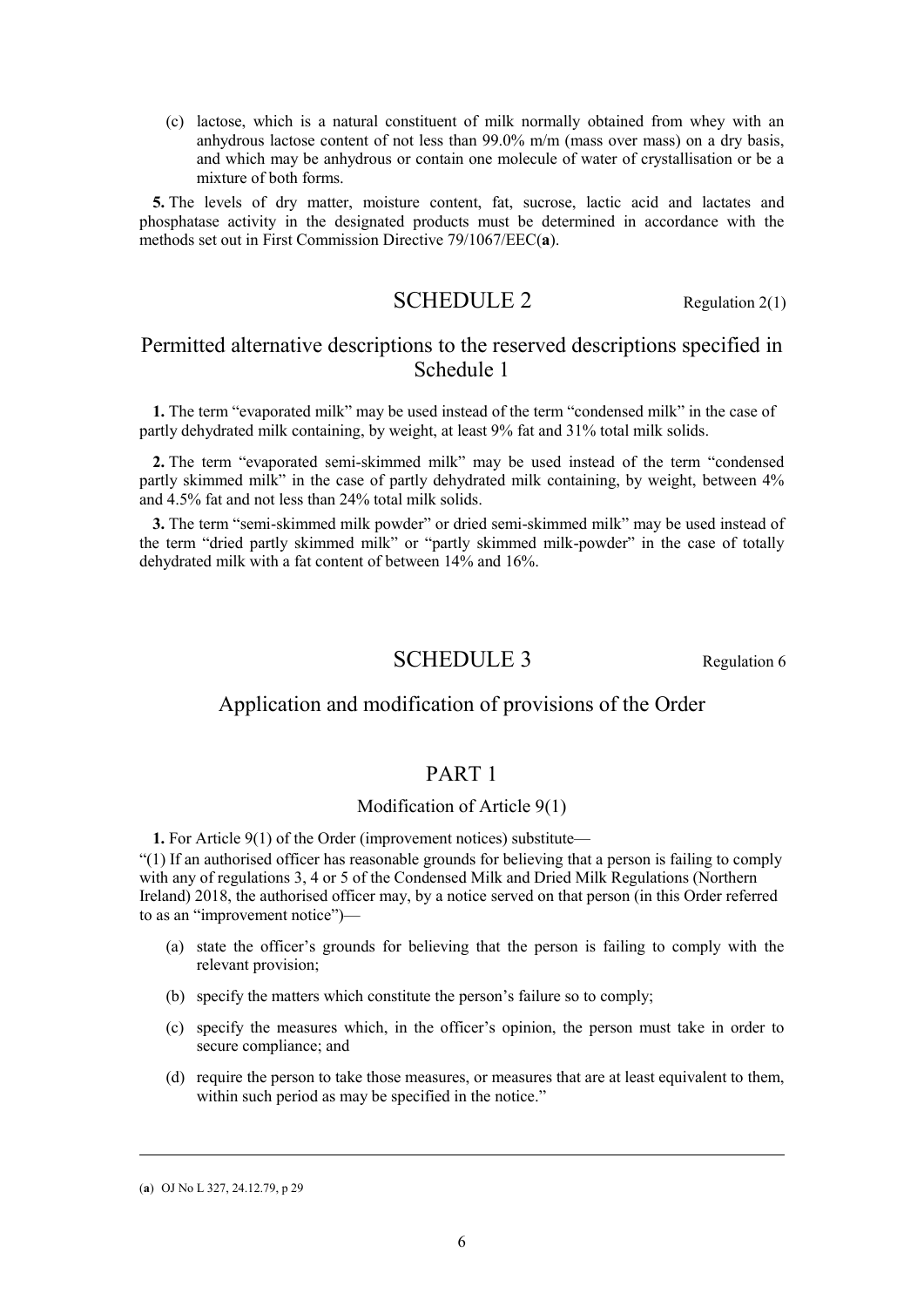(c) lactose, which is a natural constituent of milk normally obtained from whey with an anhydrous lactose content of not less than 99.0% m/m (mass over mass) on a dry basis, and which may be anhydrous or contain one molecule of water of crystallisation or be a mixture of both forms.

**5.** The levels of dry matter, moisture content, fat, sucrose, lactic acid and lactates and phosphatase activity in the designated products must be determined in accordance with the methods set out in First Commission Directive 79/1067/EEC(**a**).

# SCHEDULE 2

Regulation 2(1)

## Permitted alternative descriptions to the reserved descriptions specified in Schedule 1

**1.** The term "evaporated milk" may be used instead of the term "condensed milk" in the case of partly dehydrated milk containing, by weight, at least 9% fat and 31% total milk solids.

**2.** The term "evaporated semi-skimmed milk" may be used instead of the term "condensed partly skimmed milk" in the case of partly dehydrated milk containing, by weight, between 4% and 4.5% fat and not less than 24% total milk solids.

**3.** The term "semi-skimmed milk powder" or dried semi-skimmed milk" may be used instead of the term "dried partly skimmed milk" or "partly skimmed milk-powder" in the case of totally dehydrated milk with a fat content of between 14% and 16%.

# SCHEDULE 3

Regulation 6

## Application and modification of provisions of the Order

## PART 1

### Modification of Article 9(1)

**1.** For Article 9(1) of the Order (improvement notices) substitute—

"(1) If an authorised officer has reasonable grounds for believing that a person is failing to comply with any of regulations 3, 4 or 5 of the Condensed Milk and Dried Milk Regulations (Northern Ireland) 2018, the authorised officer may, by a notice served on that person (in this Order referred to as an "improvement notice")—

(a) state the officer's grounds for believing that the person is failing to comply with the relevant provision;

(b) specify the matters which constitute the person's failure so to comply;

(c) specify the measures which, in the officer's opinion, the person must take in order to secure compliance; and

(d) require the person to take those measures, or measures that are at least equivalent to them, within such period as may be specified in the notice."

---

(**a**) OJ No L 327, 24.12.79, p 29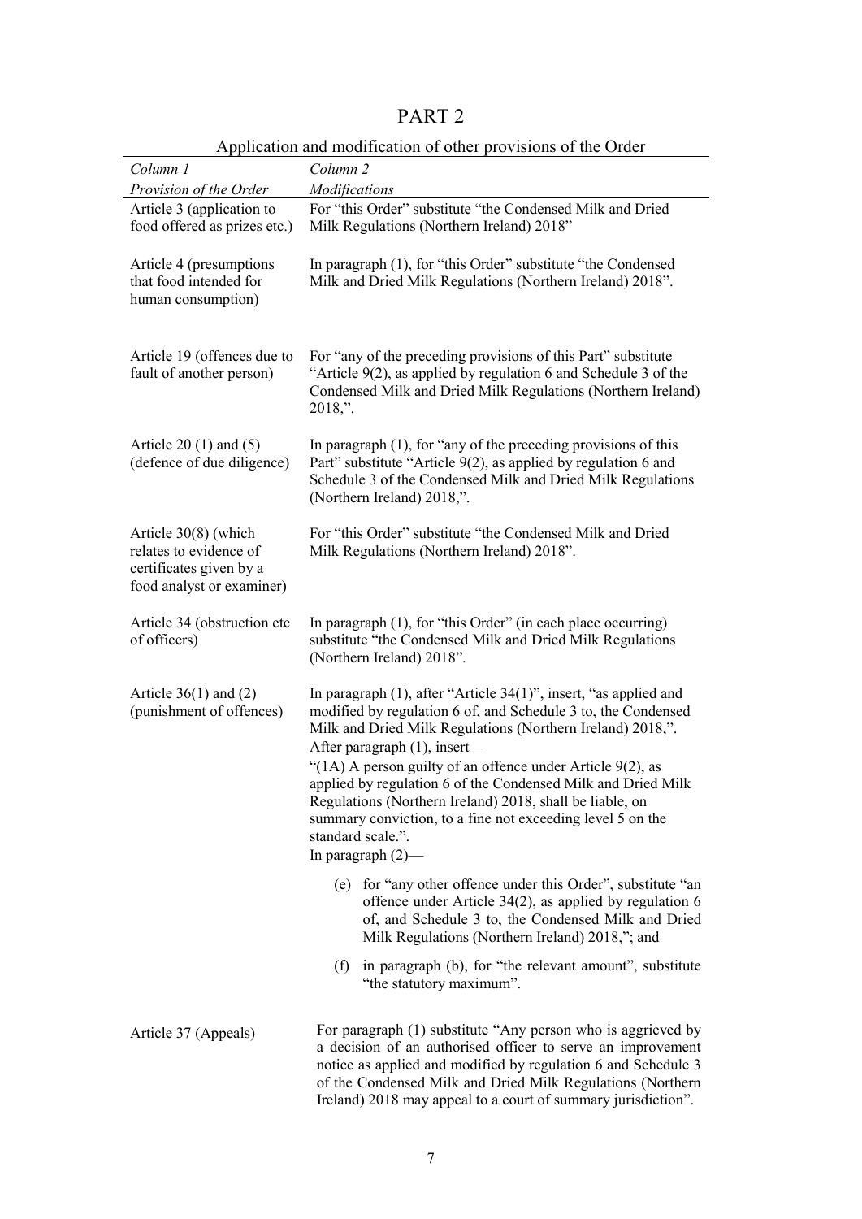# PART 2

## Application and modification of other provisions of the Order

| *Column 1* *Provision of the Order* | *Column 2* *Modifications* |
|---|---|
| Article 3 (application to food offered as prizes etc.) | For "this Order" substitute "the Condensed Milk and Dried Milk Regulations (Northern Ireland) 2018" |
| Article 4 (presumptions that food intended for human consumption) | In paragraph (1), for "this Order" substitute "the Condensed Milk and Dried Milk Regulations (Northern Ireland) 2018". |
| Article 19 (offences due to fault of another person) | For "any of the preceding provisions of this Part" substitute "Article 9(2), as applied by regulation 6 and Schedule 3 of the Condensed Milk and Dried Milk Regulations (Northern Ireland) 2018,". |
| Article 20 (1) and (5) (defence of due diligence) | In paragraph (1), for "any of the preceding provisions of this Part" substitute "Article 9(2), as applied by regulation 6 and Schedule 3 of the Condensed Milk and Dried Milk Regulations (Northern Ireland) 2018,". |
| Article 30(8) (which relates to evidence of certificates given by a food analyst or examiner) | For "this Order" substitute "the Condensed Milk and Dried Milk Regulations (Northern Ireland) 2018". |
| Article 34 (obstruction etc of officers) | In paragraph (1), for "this Order" (in each place occurring) substitute "the Condensed Milk and Dried Milk Regulations (Northern Ireland) 2018". |
| Article 36(1) and (2) (punishment of offences) | In paragraph (1), after "Article 34(1)", insert, "as applied and modified by regulation 6 of, and Schedule 3 to, the Condensed Milk and Dried Milk Regulations (Northern Ireland) 2018,". After paragraph (1), insert— "(1A) A person guilty of an offence under Article 9(2), as applied by regulation 6 of the Condensed Milk and Dried Milk Regulations (Northern Ireland) 2018, shall be liable, on summary conviction, to a fine not exceeding level 5 on the standard scale.". In paragraph (2)— (e) for "any other offence under this Order", substitute "an offence under Article 34(2), as applied by regulation 6 of, and Schedule 3 to, the Condensed Milk and Dried Milk Regulations (Northern Ireland) 2018,"; and (f) in paragraph (b), for "the relevant amount", substitute "the statutory maximum". |
| Article 37 (Appeals) | For paragraph (1) substitute "Any person who is aggrieved by a decision of an authorised officer to serve an improvement notice as applied and modified by regulation 6 and Schedule 3 of the Condensed Milk and Dried Milk Regulations (Northern Ireland) 2018 may appeal to a court of summary jurisdiction". |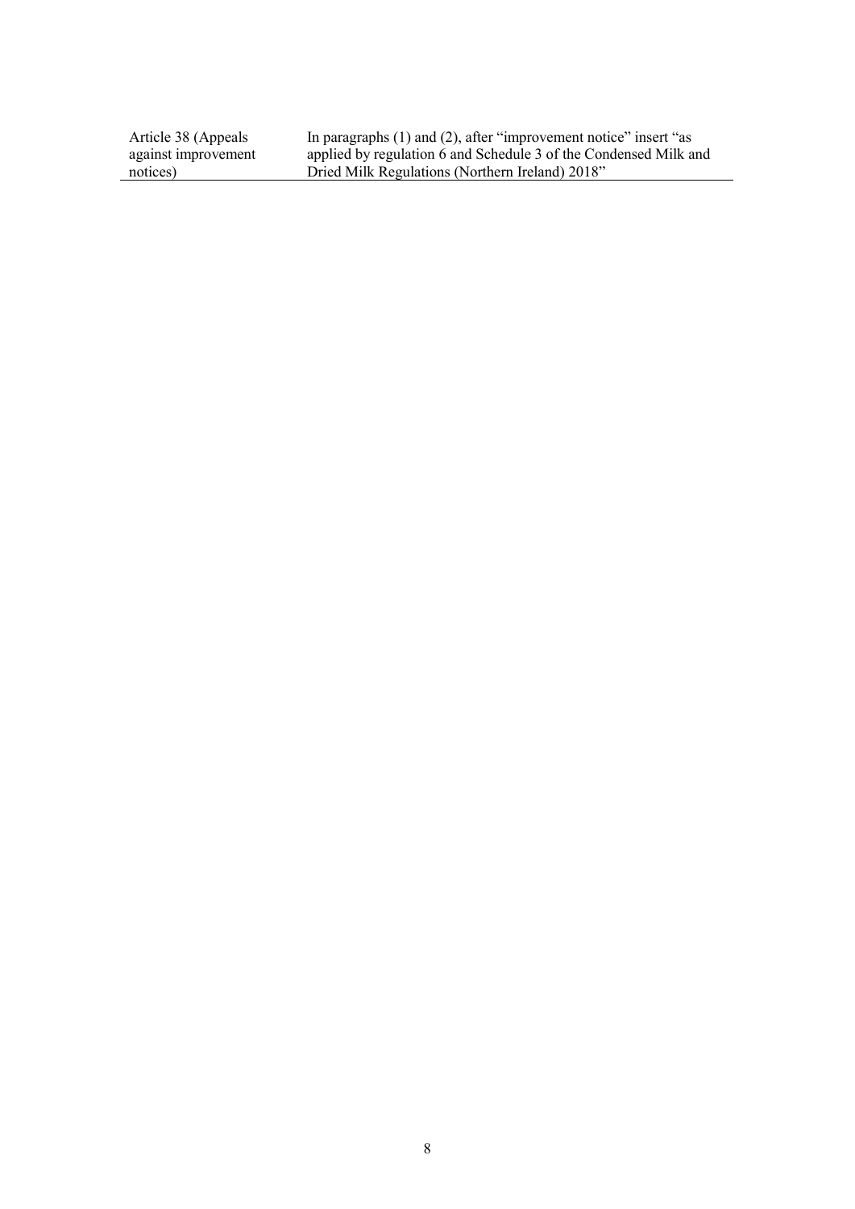| | |
|---|---|
| Article 38 (Appeals against improvement notices) | In paragraphs (1) and (2), after "improvement notice" insert "as applied by regulation 6 and Schedule 3 of the Condensed Milk and Dried Milk Regulations (Northern Ireland) 2018" |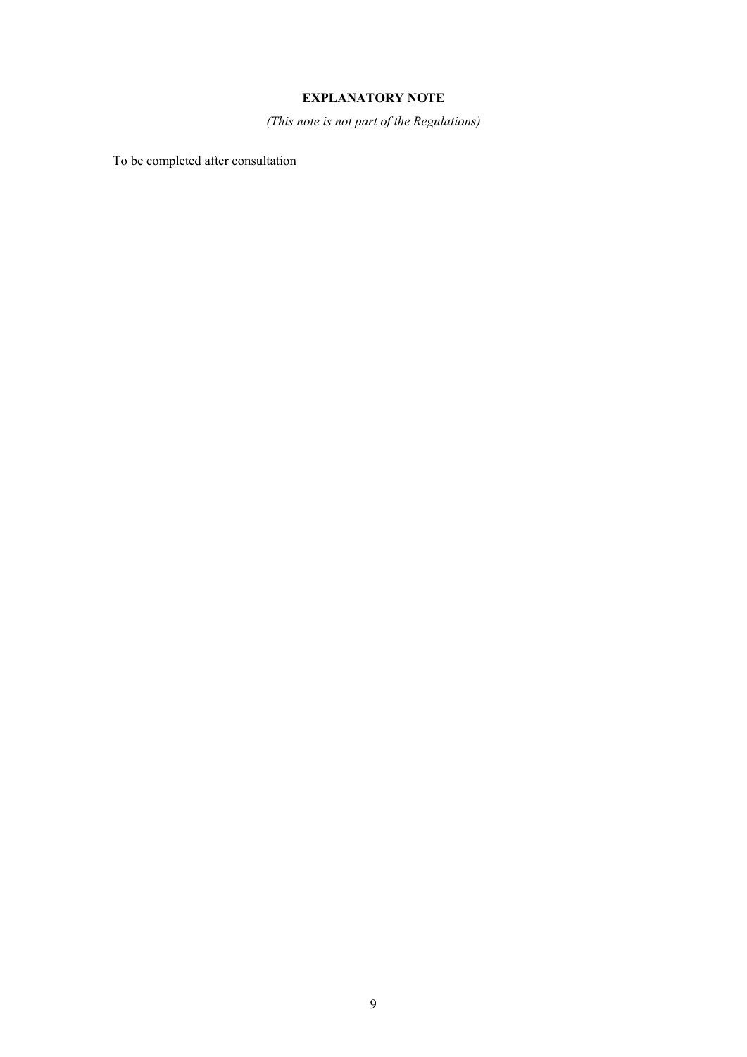## EXPLANATORY NOTE

*(This note is not part of the Regulations)*

To be completed after consultation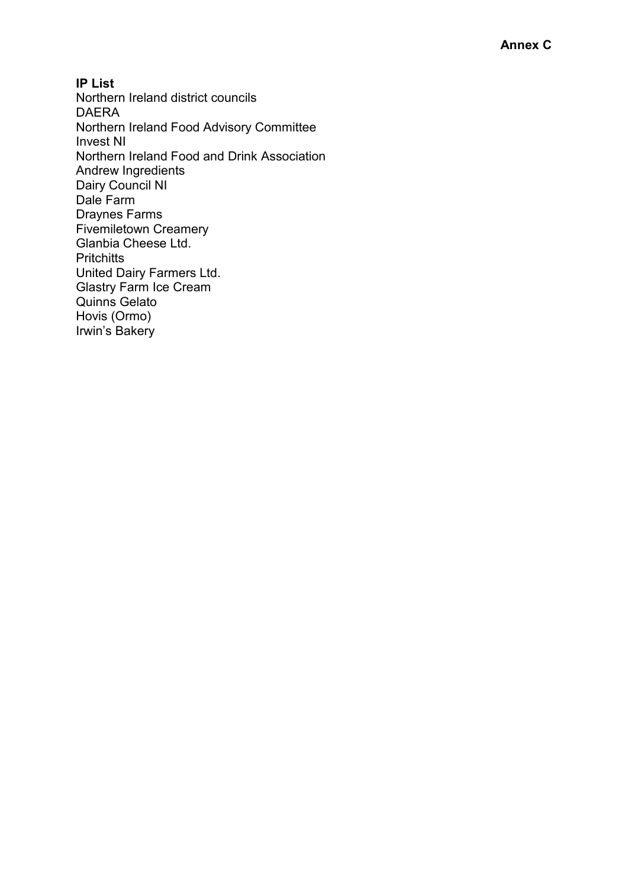**Annex C**

**IP List**

Northern Ireland district councils
DAERA
Northern Ireland Food Advisory Committee
Invest NI
Northern Ireland Food and Drink Association
Andrew Ingredients
Dairy Council NI
Dale Farm
Draynes Farms
Fivemiletown Creamery
Glanbia Cheese Ltd.
Pritchitts
United Dairy Farmers Ltd.
Glastry Farm Ice Cream
Quinns Gelato
Hovis (Ormo)
Irwin's Bakery